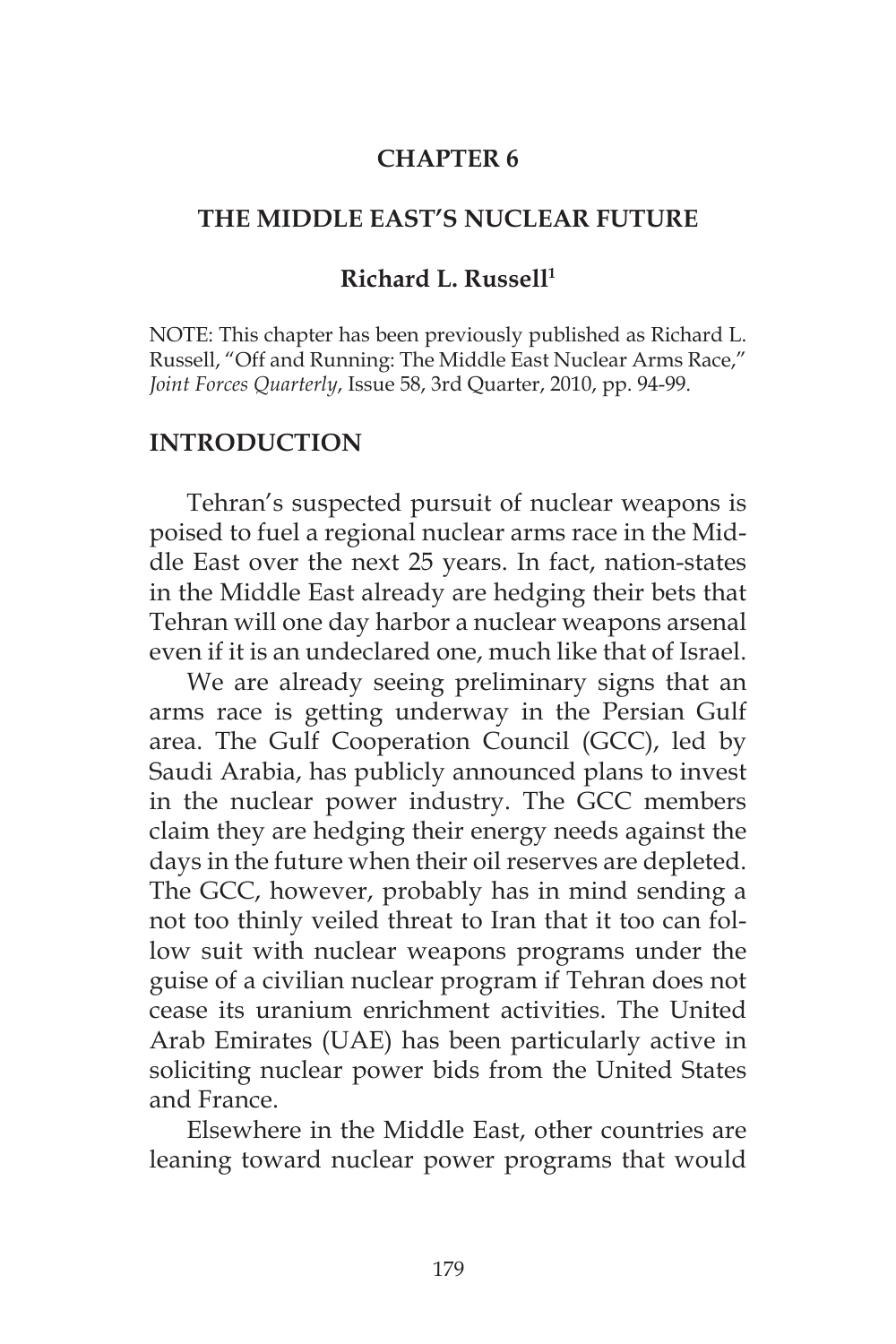# CHAPTER 6

## THE MIDDLE EAST'S NUCLEAR FUTURE

**Richard L. Russell[1]**

NOTE: This chapter has been previously published as Richard L. Russell, "Off and Running: The Middle East Nuclear Arms Race," *Joint Forces Quarterly*, Issue 58, 3rd Quarter, 2010, pp. 94-99.

## INTRODUCTION

Tehran's suspected pursuit of nuclear weapons is poised to fuel a regional nuclear arms race in the Middle East over the next 25 years. In fact, nation-states in the Middle East already are hedging their bets that Tehran will one day harbor a nuclear weapons arsenal even if it is an undeclared one, much like that of Israel.

We are already seeing preliminary signs that an arms race is getting underway in the Persian Gulf area. The Gulf Cooperation Council (GCC), led by Saudi Arabia, has publicly announced plans to invest in the nuclear power industry. The GCC members claim they are hedging their energy needs against the days in the future when their oil reserves are depleted. The GCC, however, probably has in mind sending a not too thinly veiled threat to Iran that it too can follow suit with nuclear weapons programs under the guise of a civilian nuclear program if Tehran does not cease its uranium enrichment activities. The United Arab Emirates (UAE) has been particularly active in soliciting nuclear power bids from the United States and France.

Elsewhere in the Middle East, other countries are leaning toward nuclear power programs that would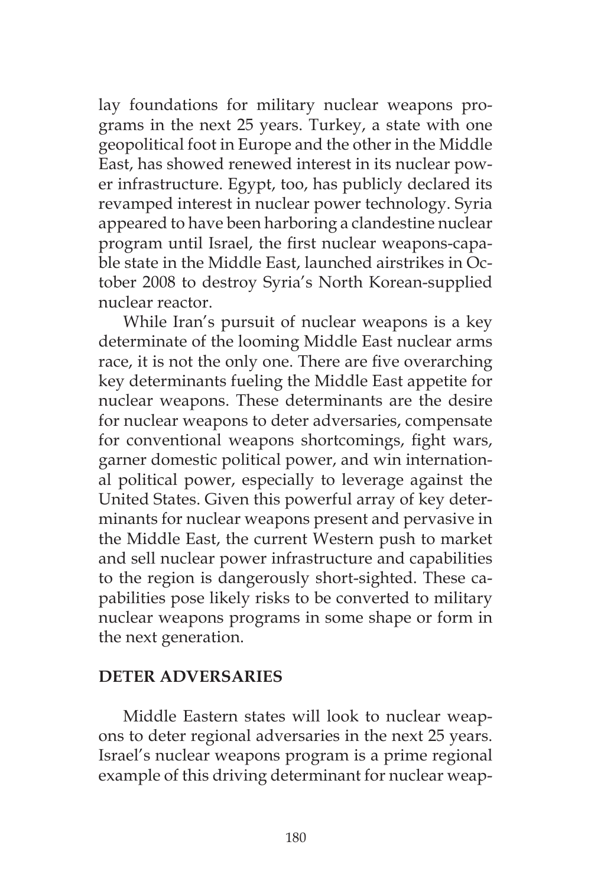lay foundations for military nuclear weapons programs in the next 25 years. Turkey, a state with one geopolitical foot in Europe and the other in the Middle East, has showed renewed interest in its nuclear power infrastructure. Egypt, too, has publicly declared its revamped interest in nuclear power technology. Syria appeared to have been harboring a clandestine nuclear program until Israel, the first nuclear weapons-capable state in the Middle East, launched airstrikes in October 2008 to destroy Syria's North Korean-supplied nuclear reactor.

While Iran's pursuit of nuclear weapons is a key determinate of the looming Middle East nuclear arms race, it is not the only one. There are five overarching key determinants fueling the Middle East appetite for nuclear weapons. These determinants are the desire for nuclear weapons to deter adversaries, compensate for conventional weapons shortcomings, fight wars, garner domestic political power, and win international political power, especially to leverage against the United States. Given this powerful array of key determinants for nuclear weapons present and pervasive in the Middle East, the current Western push to market and sell nuclear power infrastructure and capabilities to the region is dangerously short-sighted. These capabilities pose likely risks to be converted to military nuclear weapons programs in some shape or form in the next generation.

## DETER ADVERSARIES

Middle Eastern states will look to nuclear weapons to deter regional adversaries in the next 25 years. Israel's nuclear weapons program is a prime regional example of this driving determinant for nuclear weap-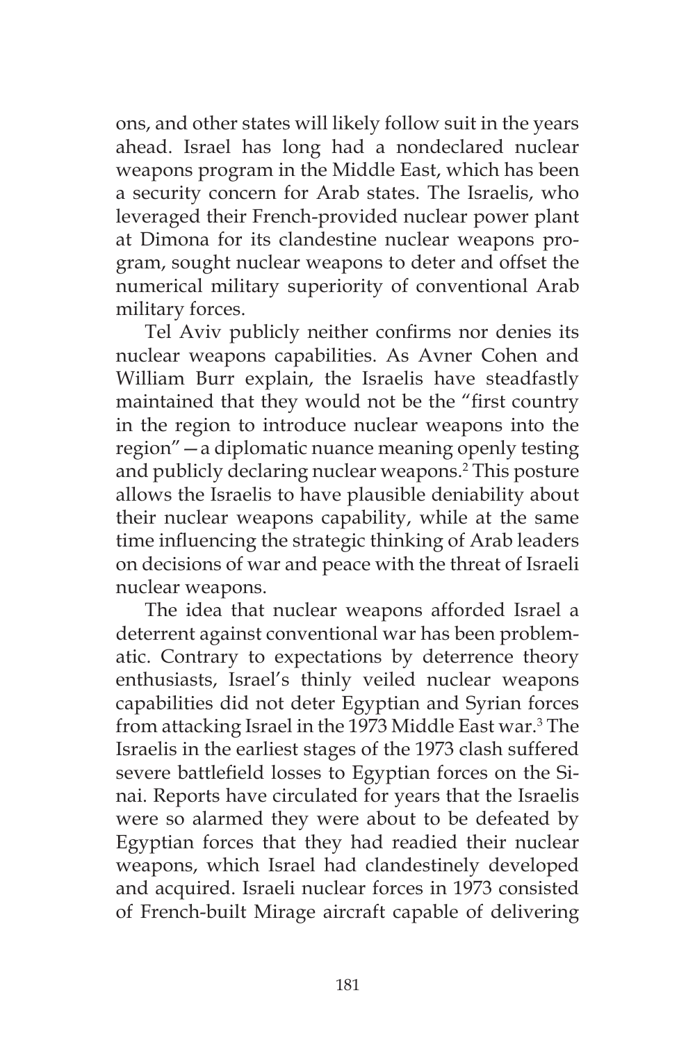ons, and other states will likely follow suit in the years ahead. Israel has long had a nondeclared nuclear weapons program in the Middle East, which has been a security concern for Arab states. The Israelis, who leveraged their French-provided nuclear power plant at Dimona for its clandestine nuclear weapons program, sought nuclear weapons to deter and offset the numerical military superiority of conventional Arab military forces.

Tel Aviv publicly neither confirms nor denies its nuclear weapons capabilities. As Avner Cohen and William Burr explain, the Israelis have steadfastly maintained that they would not be the "first country in the region to introduce nuclear weapons into the region"—a diplomatic nuance meaning openly testing and publicly declaring nuclear weapons.[2] This posture allows the Israelis to have plausible deniability about their nuclear weapons capability, while at the same time influencing the strategic thinking of Arab leaders on decisions of war and peace with the threat of Israeli nuclear weapons.

The idea that nuclear weapons afforded Israel a deterrent against conventional war has been problematic. Contrary to expectations by deterrence theory enthusiasts, Israel's thinly veiled nuclear weapons capabilities did not deter Egyptian and Syrian forces from attacking Israel in the 1973 Middle East war.[3] The Israelis in the earliest stages of the 1973 clash suffered severe battlefield losses to Egyptian forces on the Sinai. Reports have circulated for years that the Israelis were so alarmed they were about to be defeated by Egyptian forces that they had readied their nuclear weapons, which Israel had clandestinely developed and acquired. Israeli nuclear forces in 1973 consisted of French-built Mirage aircraft capable of delivering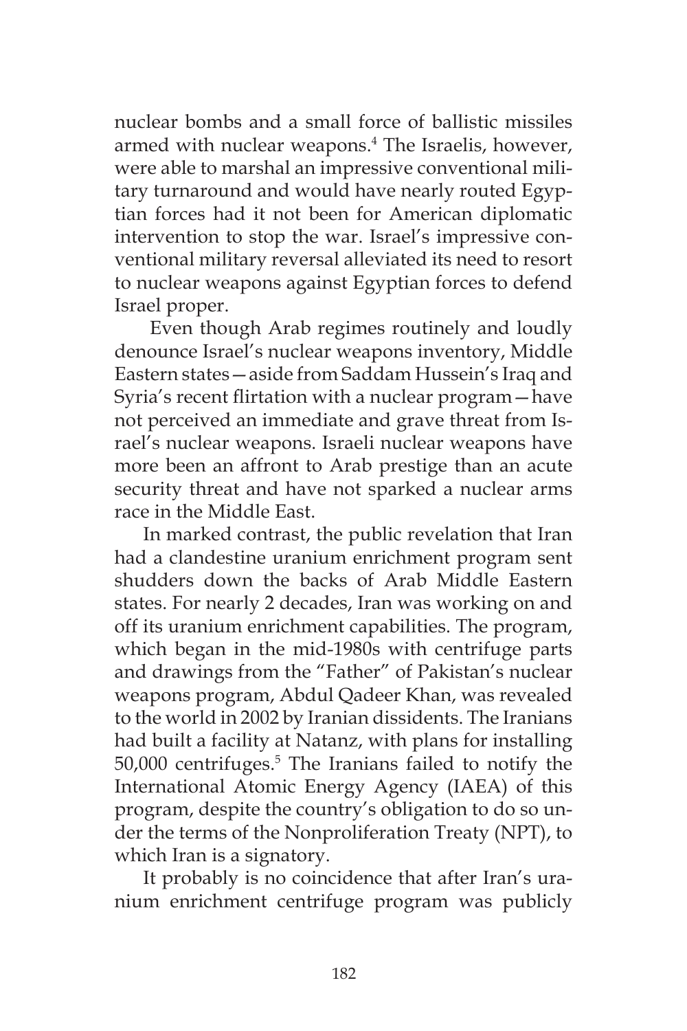nuclear bombs and a small force of ballistic missiles armed with nuclear weapons.[4] The Israelis, however, were able to marshal an impressive conventional military turnaround and would have nearly routed Egyptian forces had it not been for American diplomatic intervention to stop the war. Israel's impressive conventional military reversal alleviated its need to resort to nuclear weapons against Egyptian forces to defend Israel proper.

Even though Arab regimes routinely and loudly denounce Israel's nuclear weapons inventory, Middle Eastern states—aside from Saddam Hussein's Iraq and Syria's recent flirtation with a nuclear program—have not perceived an immediate and grave threat from Israel's nuclear weapons. Israeli nuclear weapons have more been an affront to Arab prestige than an acute security threat and have not sparked a nuclear arms race in the Middle East.

In marked contrast, the public revelation that Iran had a clandestine uranium enrichment program sent shudders down the backs of Arab Middle Eastern states. For nearly 2 decades, Iran was working on and off its uranium enrichment capabilities. The program, which began in the mid-1980s with centrifuge parts and drawings from the "Father" of Pakistan's nuclear weapons program, Abdul Qadeer Khan, was revealed to the world in 2002 by Iranian dissidents. The Iranians had built a facility at Natanz, with plans for installing 50,000 centrifuges.[5] The Iranians failed to notify the International Atomic Energy Agency (IAEA) of this program, despite the country's obligation to do so under the terms of the Nonproliferation Treaty (NPT), to which Iran is a signatory.

It probably is no coincidence that after Iran's uranium enrichment centrifuge program was publicly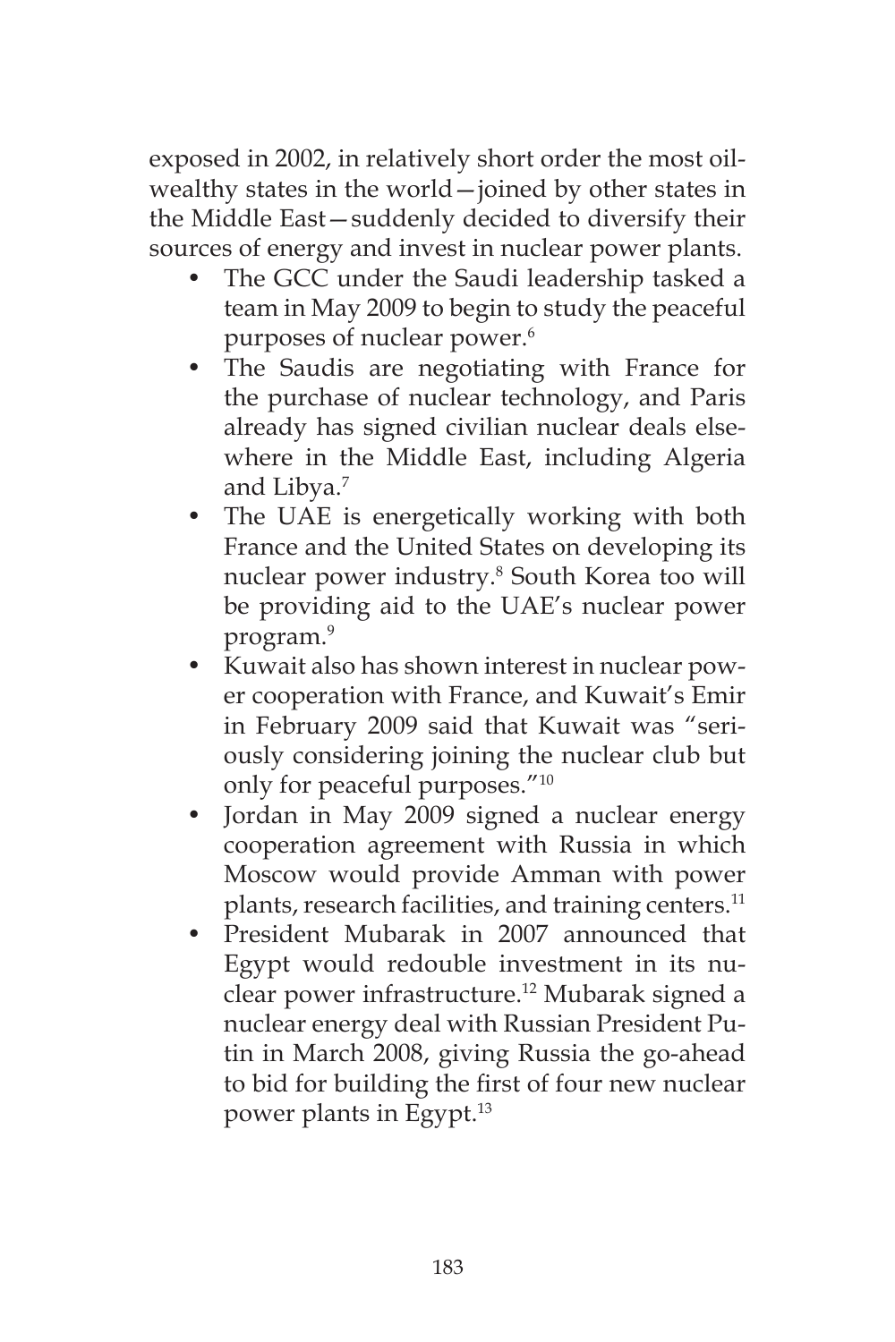exposed in 2002, in relatively short order the most oil-wealthy states in the world—joined by other states in the Middle East—suddenly decided to diversify their sources of energy and invest in nuclear power plants.

- The GCC under the Saudi leadership tasked a team in May 2009 to begin to study the peaceful purposes of nuclear power.[6]
- The Saudis are negotiating with France for the purchase of nuclear technology, and Paris already has signed civilian nuclear deals elsewhere in the Middle East, including Algeria and Libya.[7]
- The UAE is energetically working with both France and the United States on developing its nuclear power industry.[8] South Korea too will be providing aid to the UAE's nuclear power program.[9]
- Kuwait also has shown interest in nuclear power cooperation with France, and Kuwait's Emir in February 2009 said that Kuwait was "seriously considering joining the nuclear club but only for peaceful purposes."[10]
- Jordan in May 2009 signed a nuclear energy cooperation agreement with Russia in which Moscow would provide Amman with power plants, research facilities, and training centers.[11]
- President Mubarak in 2007 announced that Egypt would redouble investment in its nuclear power infrastructure.[12] Mubarak signed a nuclear energy deal with Russian President Putin in March 2008, giving Russia the go-ahead to bid for building the first of four new nuclear power plants in Egypt.[13]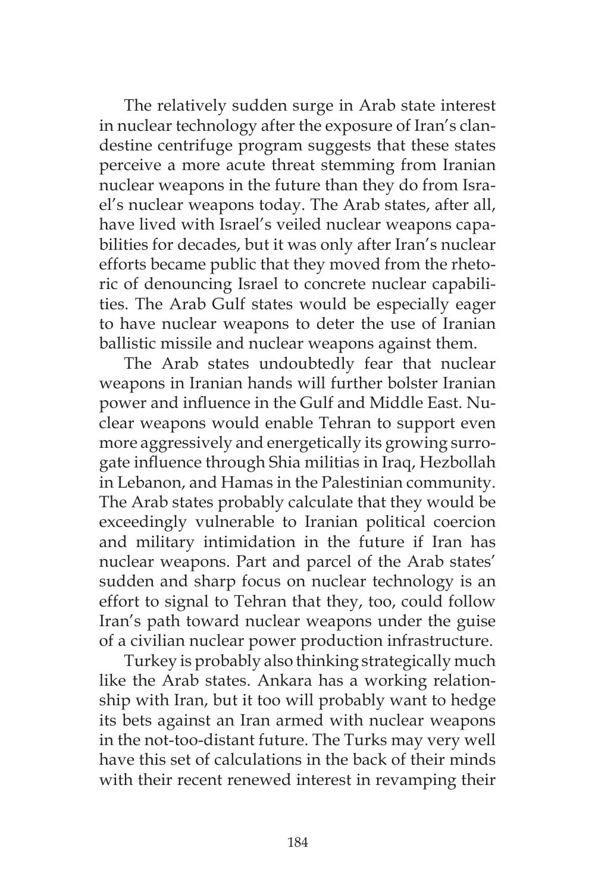The relatively sudden surge in Arab state interest in nuclear technology after the exposure of Iran's clandestine centrifuge program suggests that these states perceive a more acute threat stemming from Iranian nuclear weapons in the future than they do from Israel's nuclear weapons today. The Arab states, after all, have lived with Israel's veiled nuclear weapons capabilities for decades, but it was only after Iran's nuclear efforts became public that they moved from the rhetoric of denouncing Israel to concrete nuclear capabilities. The Arab Gulf states would be especially eager to have nuclear weapons to deter the use of Iranian ballistic missile and nuclear weapons against them.

The Arab states undoubtedly fear that nuclear weapons in Iranian hands will further bolster Iranian power and influence in the Gulf and Middle East. Nuclear weapons would enable Tehran to support even more aggressively and energetically its growing surrogate influence through Shia militias in Iraq, Hezbollah in Lebanon, and Hamas in the Palestinian community. The Arab states probably calculate that they would be exceedingly vulnerable to Iranian political coercion and military intimidation in the future if Iran has nuclear weapons. Part and parcel of the Arab states' sudden and sharp focus on nuclear technology is an effort to signal to Tehran that they, too, could follow Iran's path toward nuclear weapons under the guise of a civilian nuclear power production infrastructure.

Turkey is probably also thinking strategically much like the Arab states. Ankara has a working relationship with Iran, but it too will probably want to hedge its bets against an Iran armed with nuclear weapons in the not-too-distant future. The Turks may very well have this set of calculations in the back of their minds with their recent renewed interest in revamping their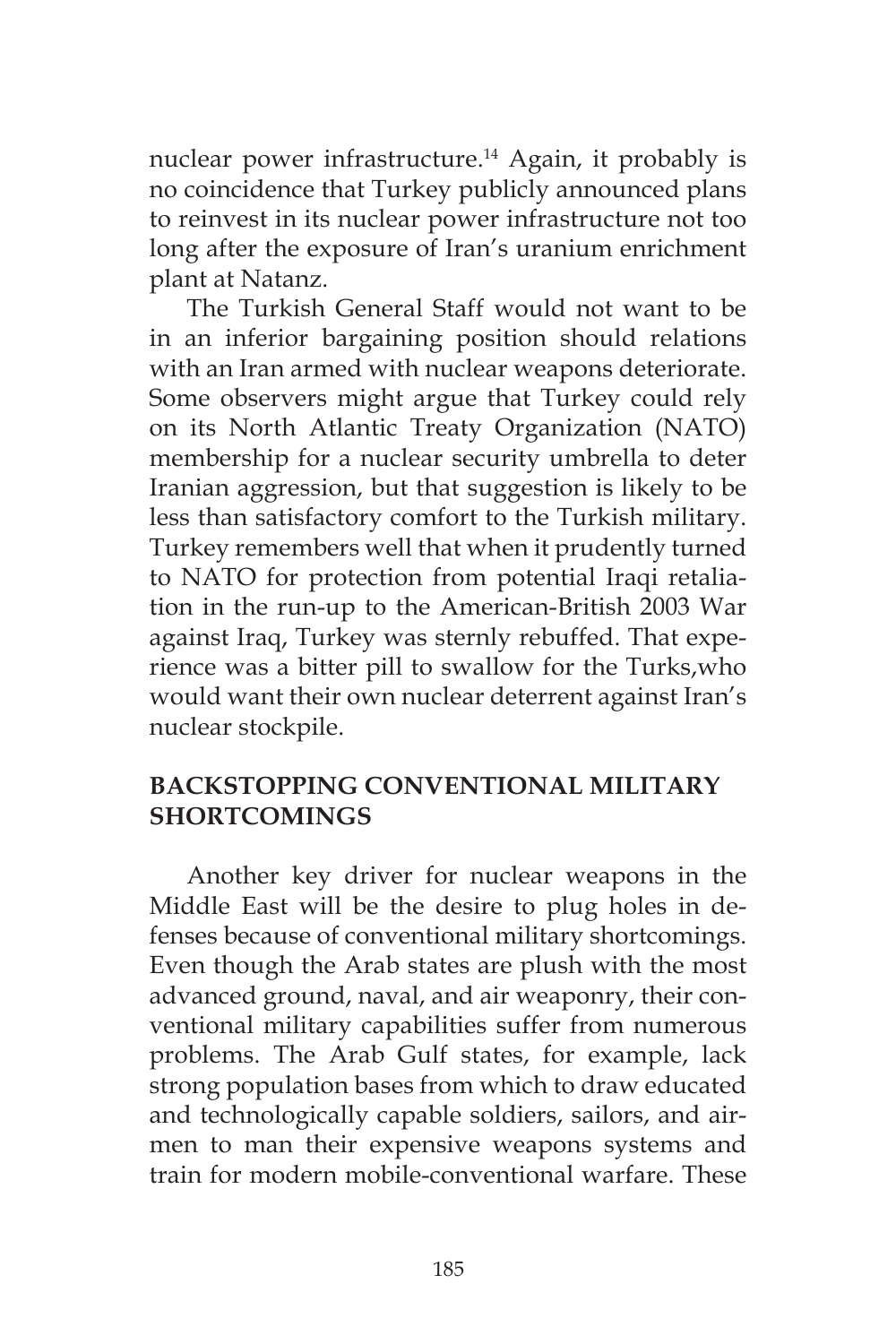nuclear power infrastructure.[14] Again, it probably is no coincidence that Turkey publicly announced plans to reinvest in its nuclear power infrastructure not too long after the exposure of Iran's uranium enrichment plant at Natanz.

The Turkish General Staff would not want to be in an inferior bargaining position should relations with an Iran armed with nuclear weapons deteriorate. Some observers might argue that Turkey could rely on its North Atlantic Treaty Organization (NATO) membership for a nuclear security umbrella to deter Iranian aggression, but that suggestion is likely to be less than satisfactory comfort to the Turkish military. Turkey remembers well that when it prudently turned to NATO for protection from potential Iraqi retaliation in the run-up to the American-British 2003 War against Iraq, Turkey was sternly rebuffed. That experience was a bitter pill to swallow for the Turks,who would want their own nuclear deterrent against Iran's nuclear stockpile.

## BACKSTOPPING CONVENTIONAL MILITARY SHORTCOMINGS

Another key driver for nuclear weapons in the Middle East will be the desire to plug holes in defenses because of conventional military shortcomings. Even though the Arab states are plush with the most advanced ground, naval, and air weaponry, their conventional military capabilities suffer from numerous problems. The Arab Gulf states, for example, lack strong population bases from which to draw educated and technologically capable soldiers, sailors, and airmen to man their expensive weapons systems and train for modern mobile-conventional warfare. These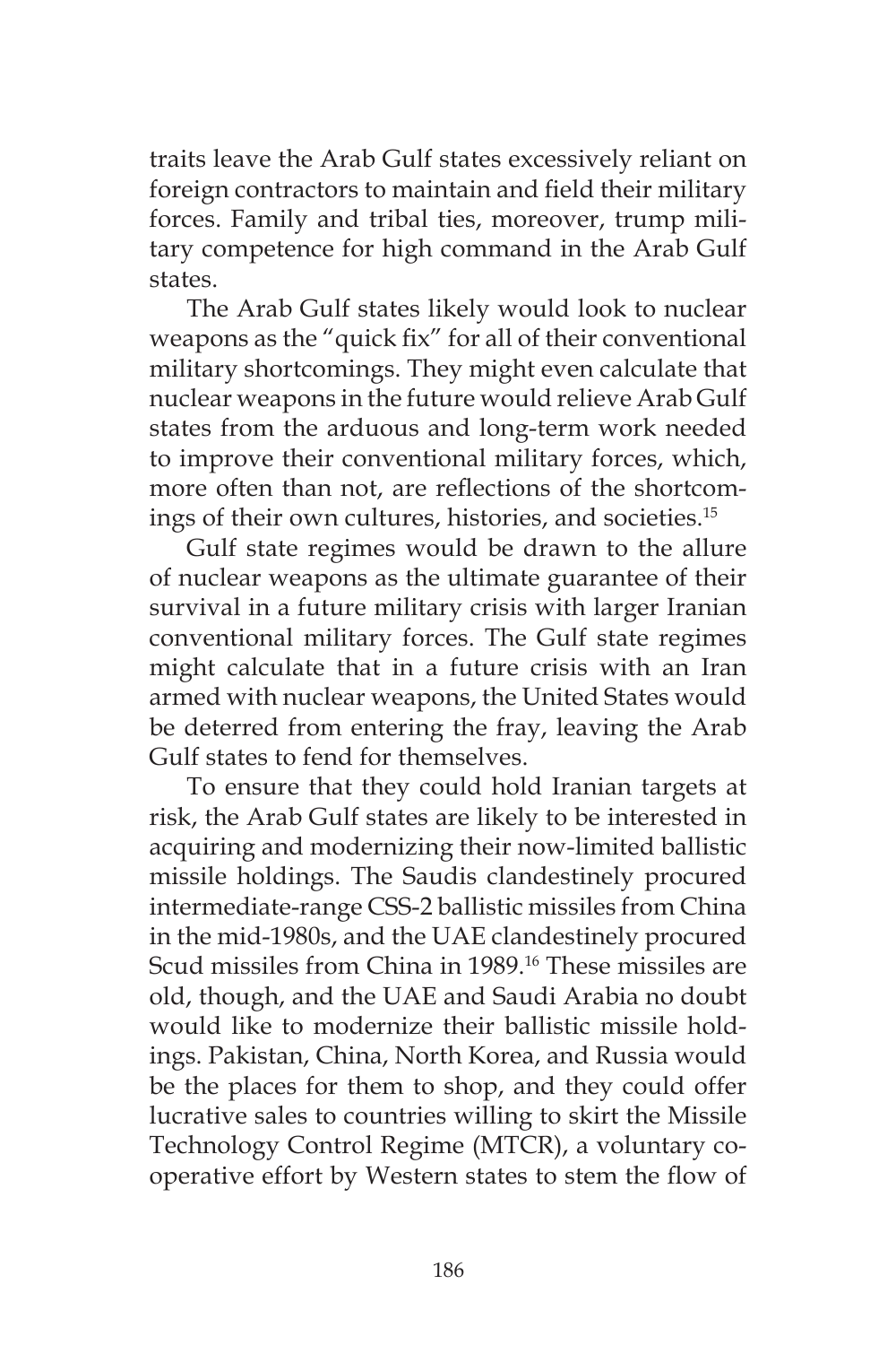traits leave the Arab Gulf states excessively reliant on foreign contractors to maintain and field their military forces. Family and tribal ties, moreover, trump military competence for high command in the Arab Gulf states.

The Arab Gulf states likely would look to nuclear weapons as the "quick fix" for all of their conventional military shortcomings. They might even calculate that nuclear weapons in the future would relieve Arab Gulf states from the arduous and long-term work needed to improve their conventional military forces, which, more often than not, are reflections of the shortcomings of their own cultures, histories, and societies.[15]

Gulf state regimes would be drawn to the allure of nuclear weapons as the ultimate guarantee of their survival in a future military crisis with larger Iranian conventional military forces. The Gulf state regimes might calculate that in a future crisis with an Iran armed with nuclear weapons, the United States would be deterred from entering the fray, leaving the Arab Gulf states to fend for themselves.

To ensure that they could hold Iranian targets at risk, the Arab Gulf states are likely to be interested in acquiring and modernizing their now-limited ballistic missile holdings. The Saudis clandestinely procured intermediate-range CSS-2 ballistic missiles from China in the mid-1980s, and the UAE clandestinely procured Scud missiles from China in 1989.[16] These missiles are old, though, and the UAE and Saudi Arabia no doubt would like to modernize their ballistic missile holdings. Pakistan, China, North Korea, and Russia would be the places for them to shop, and they could offer lucrative sales to countries willing to skirt the Missile Technology Control Regime (MTCR), a voluntary cooperative effort by Western states to stem the flow of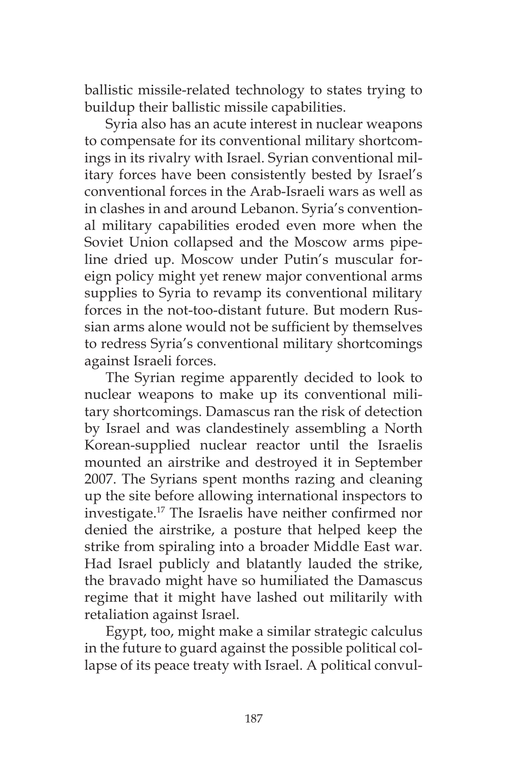ballistic missile-related technology to states trying to buildup their ballistic missile capabilities.

Syria also has an acute interest in nuclear weapons to compensate for its conventional military shortcomings in its rivalry with Israel. Syrian conventional military forces have been consistently bested by Israel's conventional forces in the Arab-Israeli wars as well as in clashes in and around Lebanon. Syria's conventional military capabilities eroded even more when the Soviet Union collapsed and the Moscow arms pipeline dried up. Moscow under Putin's muscular foreign policy might yet renew major conventional arms supplies to Syria to revamp its conventional military forces in the not-too-distant future. But modern Russian arms alone would not be sufficient by themselves to redress Syria's conventional military shortcomings against Israeli forces.

The Syrian regime apparently decided to look to nuclear weapons to make up its conventional military shortcomings. Damascus ran the risk of detection by Israel and was clandestinely assembling a North Korean-supplied nuclear reactor until the Israelis mounted an airstrike and destroyed it in September 2007. The Syrians spent months razing and cleaning up the site before allowing international inspectors to investigate.[17] The Israelis have neither confirmed nor denied the airstrike, a posture that helped keep the strike from spiraling into a broader Middle East war. Had Israel publicly and blatantly lauded the strike, the bravado might have so humiliated the Damascus regime that it might have lashed out militarily with retaliation against Israel.

Egypt, too, might make a similar strategic calculus in the future to guard against the possible political collapse of its peace treaty with Israel. A political convul-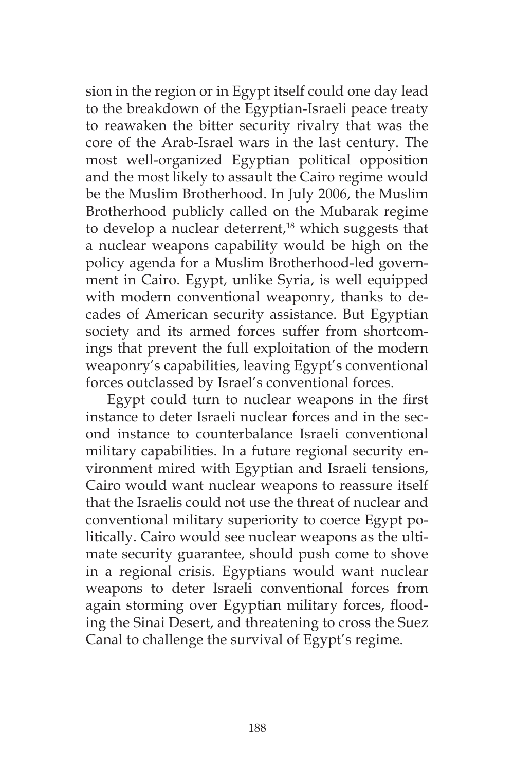sion in the region or in Egypt itself could one day lead to the breakdown of the Egyptian-Israeli peace treaty to reawaken the bitter security rivalry that was the core of the Arab-Israel wars in the last century. The most well-organized Egyptian political opposition and the most likely to assault the Cairo regime would be the Muslim Brotherhood. In July 2006, the Muslim Brotherhood publicly called on the Mubarak regime to develop a nuclear deterrent,[18] which suggests that a nuclear weapons capability would be high on the policy agenda for a Muslim Brotherhood-led government in Cairo. Egypt, unlike Syria, is well equipped with modern conventional weaponry, thanks to decades of American security assistance. But Egyptian society and its armed forces suffer from shortcomings that prevent the full exploitation of the modern weaponry's capabilities, leaving Egypt's conventional forces outclassed by Israel's conventional forces.

Egypt could turn to nuclear weapons in the first instance to deter Israeli nuclear forces and in the second instance to counterbalance Israeli conventional military capabilities. In a future regional security environment mired with Egyptian and Israeli tensions, Cairo would want nuclear weapons to reassure itself that the Israelis could not use the threat of nuclear and conventional military superiority to coerce Egypt politically. Cairo would see nuclear weapons as the ultimate security guarantee, should push come to shove in a regional crisis. Egyptians would want nuclear weapons to deter Israeli conventional forces from again storming over Egyptian military forces, flooding the Sinai Desert, and threatening to cross the Suez Canal to challenge the survival of Egypt's regime.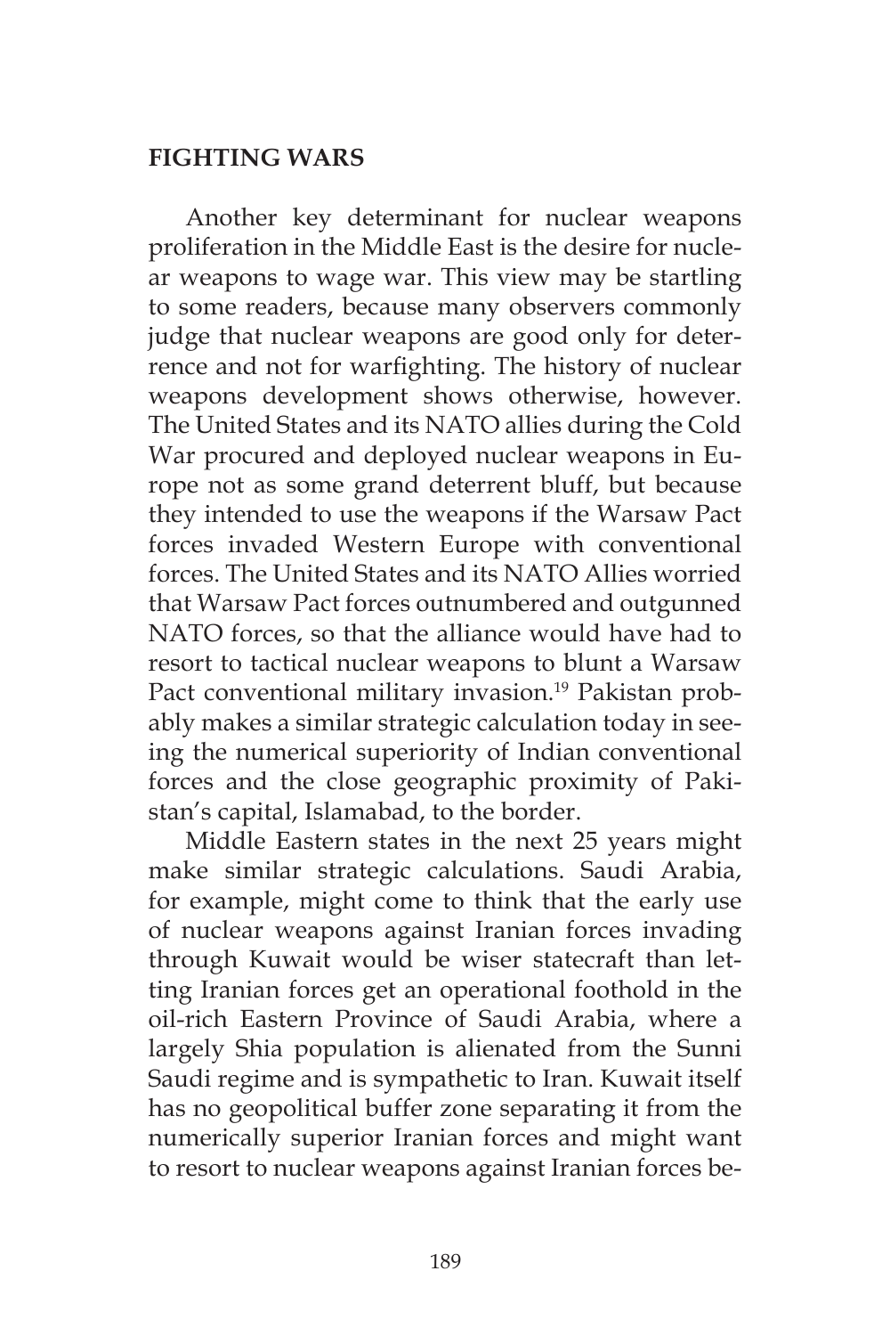## FIGHTING WARS

Another key determinant for nuclear weapons proliferation in the Middle East is the desire for nuclear weapons to wage war. This view may be startling to some readers, because many observers commonly judge that nuclear weapons are good only for deterrence and not for warfighting. The history of nuclear weapons development shows otherwise, however. The United States and its NATO allies during the Cold War procured and deployed nuclear weapons in Europe not as some grand deterrent bluff, but because they intended to use the weapons if the Warsaw Pact forces invaded Western Europe with conventional forces. The United States and its NATO Allies worried that Warsaw Pact forces outnumbered and outgunned NATO forces, so that the alliance would have had to resort to tactical nuclear weapons to blunt a Warsaw Pact conventional military invasion.[19] Pakistan probably makes a similar strategic calculation today in seeing the numerical superiority of Indian conventional forces and the close geographic proximity of Pakistan's capital, Islamabad, to the border.

Middle Eastern states in the next 25 years might make similar strategic calculations. Saudi Arabia, for example, might come to think that the early use of nuclear weapons against Iranian forces invading through Kuwait would be wiser statecraft than letting Iranian forces get an operational foothold in the oil-rich Eastern Province of Saudi Arabia, where a largely Shia population is alienated from the Sunni Saudi regime and is sympathetic to Iran. Kuwait itself has no geopolitical buffer zone separating it from the numerically superior Iranian forces and might want to resort to nuclear weapons against Iranian forces be-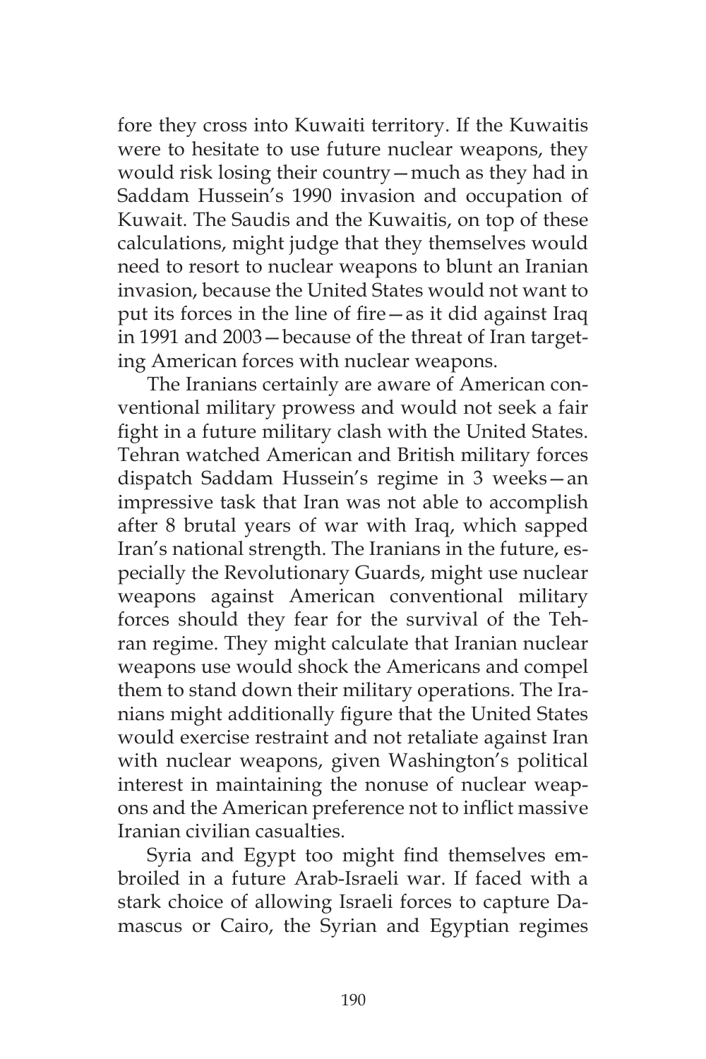fore they cross into Kuwaiti territory. If the Kuwaitis were to hesitate to use future nuclear weapons, they would risk losing their country—much as they had in Saddam Hussein's 1990 invasion and occupation of Kuwait. The Saudis and the Kuwaitis, on top of these calculations, might judge that they themselves would need to resort to nuclear weapons to blunt an Iranian invasion, because the United States would not want to put its forces in the line of fire—as it did against Iraq in 1991 and 2003—because of the threat of Iran targeting American forces with nuclear weapons.

The Iranians certainly are aware of American conventional military prowess and would not seek a fair fight in a future military clash with the United States. Tehran watched American and British military forces dispatch Saddam Hussein's regime in 3 weeks—an impressive task that Iran was not able to accomplish after 8 brutal years of war with Iraq, which sapped Iran's national strength. The Iranians in the future, especially the Revolutionary Guards, might use nuclear weapons against American conventional military forces should they fear for the survival of the Tehran regime. They might calculate that Iranian nuclear weapons use would shock the Americans and compel them to stand down their military operations. The Iranians might additionally figure that the United States would exercise restraint and not retaliate against Iran with nuclear weapons, given Washington's political interest in maintaining the nonuse of nuclear weapons and the American preference not to inflict massive Iranian civilian casualties.

Syria and Egypt too might find themselves embroiled in a future Arab-Israeli war. If faced with a stark choice of allowing Israeli forces to capture Damascus or Cairo, the Syrian and Egyptian regimes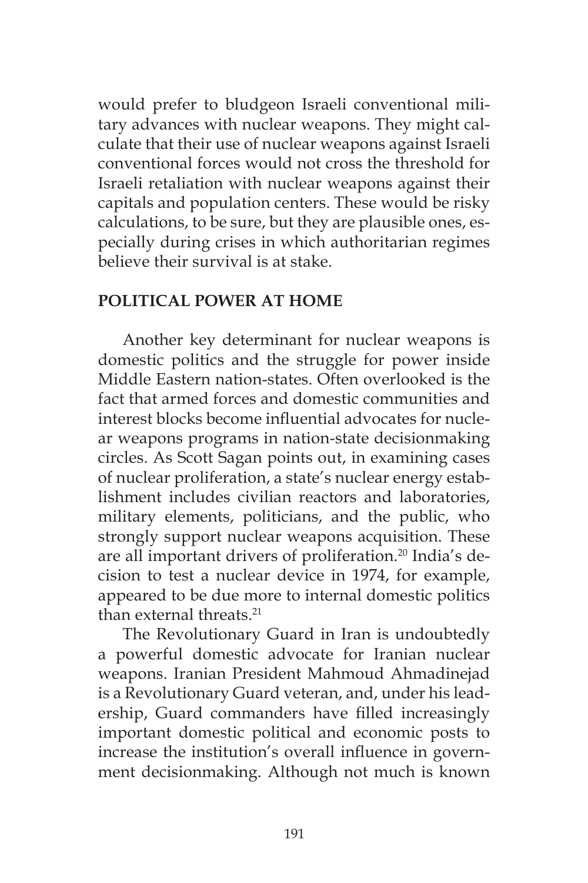would prefer to bludgeon Israeli conventional military advances with nuclear weapons. They might calculate that their use of nuclear weapons against Israeli conventional forces would not cross the threshold for Israeli retaliation with nuclear weapons against their capitals and population centers. These would be risky calculations, to be sure, but they are plausible ones, especially during crises in which authoritarian regimes believe their survival is at stake.

## POLITICAL POWER AT HOME

Another key determinant for nuclear weapons is domestic politics and the struggle for power inside Middle Eastern nation-states. Often overlooked is the fact that armed forces and domestic communities and interest blocks become influential advocates for nuclear weapons programs in nation-state decisionmaking circles. As Scott Sagan points out, in examining cases of nuclear proliferation, a state's nuclear energy establishment includes civilian reactors and laboratories, military elements, politicians, and the public, who strongly support nuclear weapons acquisition. These are all important drivers of proliferation.[20] India's decision to test a nuclear device in 1974, for example, appeared to be due more to internal domestic politics than external threats.[21]

The Revolutionary Guard in Iran is undoubtedly a powerful domestic advocate for Iranian nuclear weapons. Iranian President Mahmoud Ahmadinejad is a Revolutionary Guard veteran, and, under his leadership, Guard commanders have filled increasingly important domestic political and economic posts to increase the institution's overall influence in government decisionmaking. Although not much is known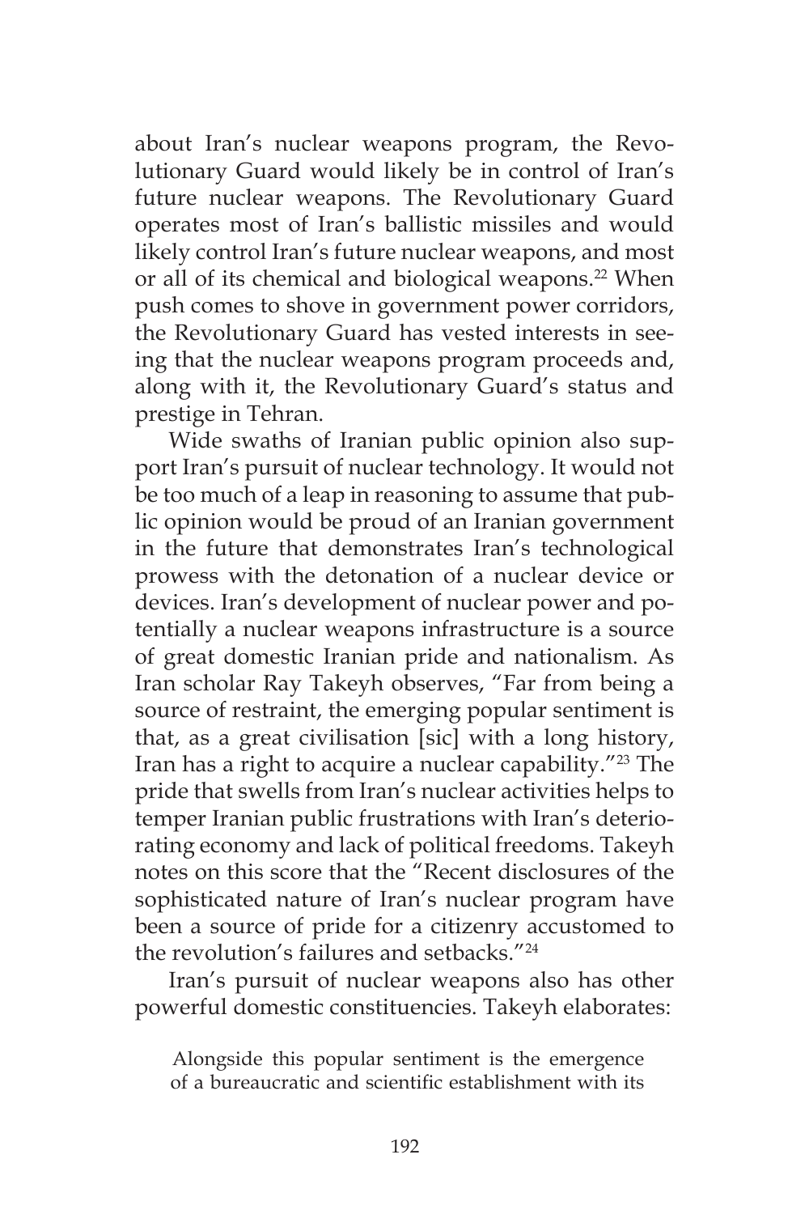about Iran's nuclear weapons program, the Revolutionary Guard would likely be in control of Iran's future nuclear weapons. The Revolutionary Guard operates most of Iran's ballistic missiles and would likely control Iran's future nuclear weapons, and most or all of its chemical and biological weapons.[22] When push comes to shove in government power corridors, the Revolutionary Guard has vested interests in seeing that the nuclear weapons program proceeds and, along with it, the Revolutionary Guard's status and prestige in Tehran.

Wide swaths of Iranian public opinion also support Iran's pursuit of nuclear technology. It would not be too much of a leap in reasoning to assume that public opinion would be proud of an Iranian government in the future that demonstrates Iran's technological prowess with the detonation of a nuclear device or devices. Iran's development of nuclear power and potentially a nuclear weapons infrastructure is a source of great domestic Iranian pride and nationalism. As Iran scholar Ray Takeyh observes, "Far from being a source of restraint, the emerging popular sentiment is that, as a great civilisation [sic] with a long history, Iran has a right to acquire a nuclear capability."[23] The pride that swells from Iran's nuclear activities helps to temper Iranian public frustrations with Iran's deteriorating economy and lack of political freedoms. Takeyh notes on this score that the "Recent disclosures of the sophisticated nature of Iran's nuclear program have been a source of pride for a citizenry accustomed to the revolution's failures and setbacks."[24]

Iran's pursuit of nuclear weapons also has other powerful domestic constituencies. Takeyh elaborates:

> Alongside this popular sentiment is the emergence of a bureaucratic and scientific establishment with its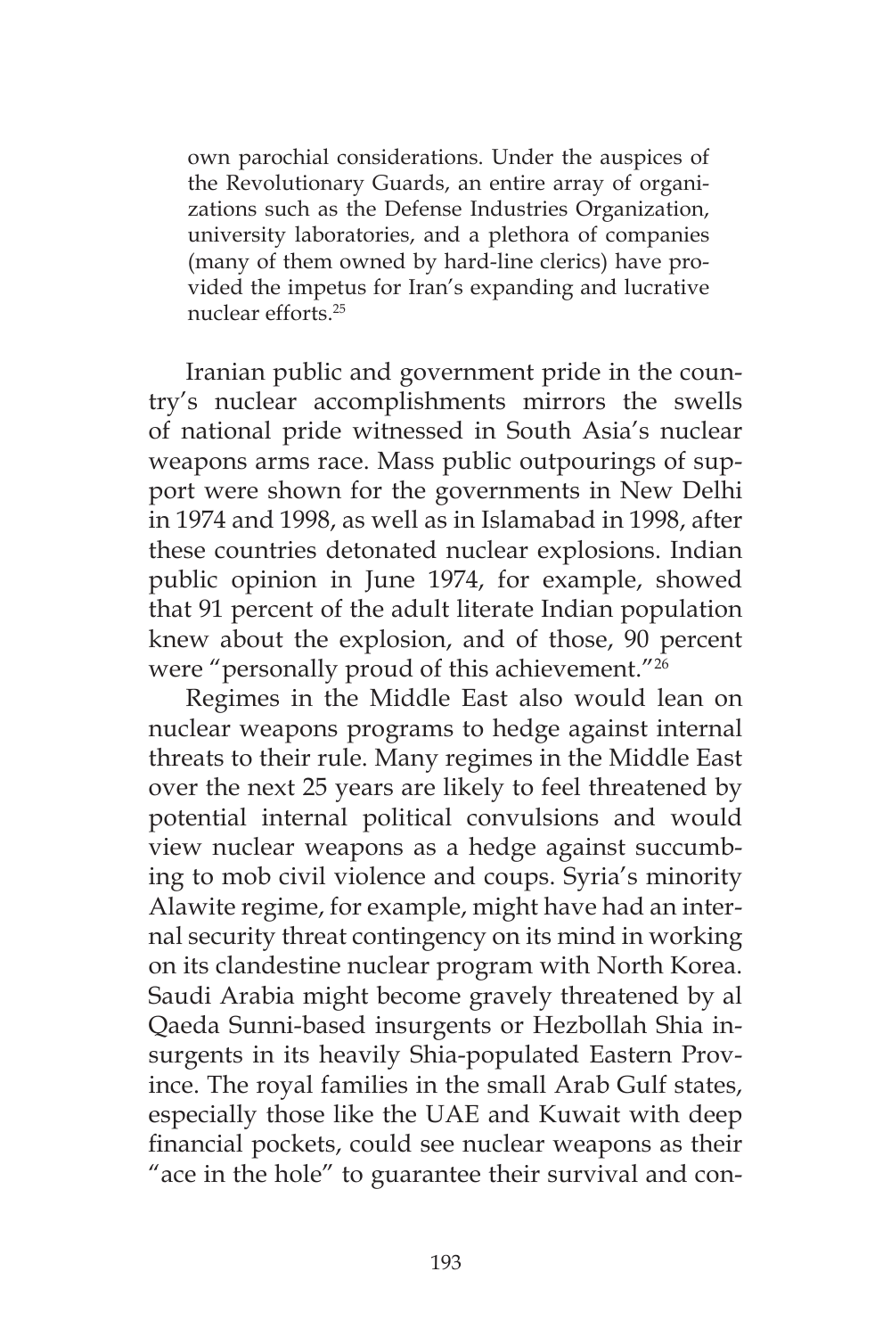> own parochial considerations. Under the auspices of the Revolutionary Guards, an entire array of organizations such as the Defense Industries Organization, university laboratories, and a plethora of companies (many of them owned by hard-line clerics) have provided the impetus for Iran's expanding and lucrative nuclear efforts.[25]

Iranian public and government pride in the country's nuclear accomplishments mirrors the swells of national pride witnessed in South Asia's nuclear weapons arms race. Mass public outpourings of support were shown for the governments in New Delhi in 1974 and 1998, as well as in Islamabad in 1998, after these countries detonated nuclear explosions. Indian public opinion in June 1974, for example, showed that 91 percent of the adult literate Indian population knew about the explosion, and of those, 90 percent were "personally proud of this achievement."[26]

Regimes in the Middle East also would lean on nuclear weapons programs to hedge against internal threats to their rule. Many regimes in the Middle East over the next 25 years are likely to feel threatened by potential internal political convulsions and would view nuclear weapons as a hedge against succumbing to mob civil violence and coups. Syria's minority Alawite regime, for example, might have had an internal security threat contingency on its mind in working on its clandestine nuclear program with North Korea. Saudi Arabia might become gravely threatened by al Qaeda Sunni-based insurgents or Hezbollah Shia insurgents in its heavily Shia-populated Eastern Province. The royal families in the small Arab Gulf states, especially those like the UAE and Kuwait with deep financial pockets, could see nuclear weapons as their "ace in the hole" to guarantee their survival and con-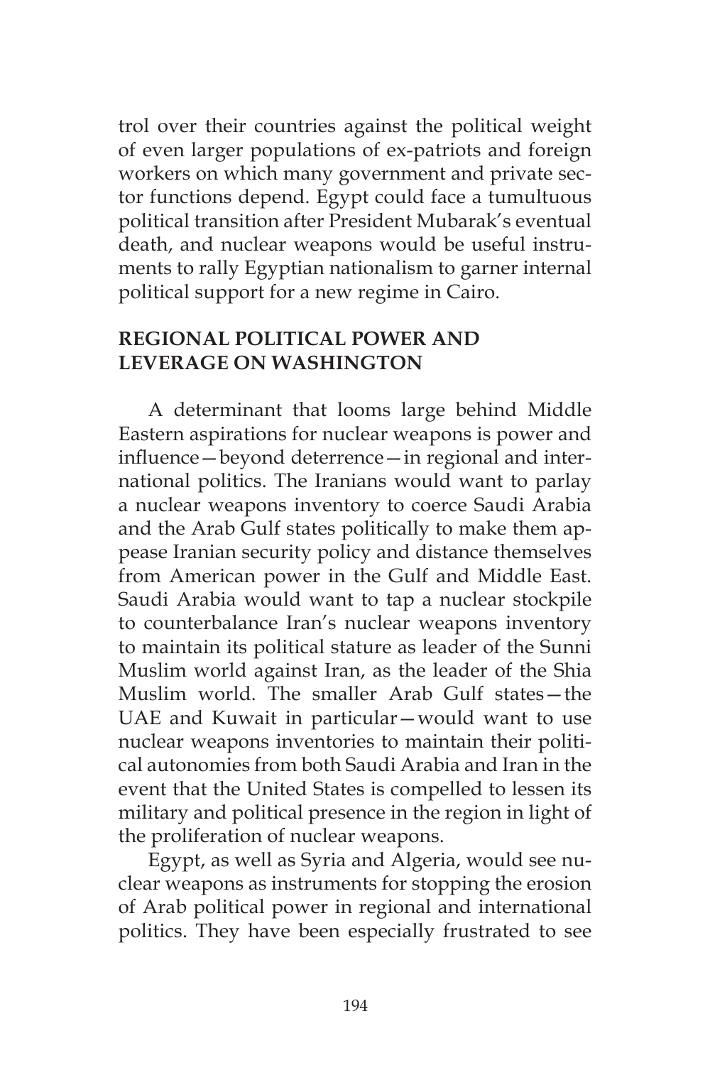trol over their countries against the political weight of even larger populations of ex-patriots and foreign workers on which many government and private sector functions depend. Egypt could face a tumultuous political transition after President Mubarak's eventual death, and nuclear weapons would be useful instruments to rally Egyptian nationalism to garner internal political support for a new regime in Cairo.

## REGIONAL POLITICAL POWER AND LEVERAGE ON WASHINGTON

A determinant that looms large behind Middle Eastern aspirations for nuclear weapons is power and influence—beyond deterrence—in regional and international politics. The Iranians would want to parlay a nuclear weapons inventory to coerce Saudi Arabia and the Arab Gulf states politically to make them appease Iranian security policy and distance themselves from American power in the Gulf and Middle East. Saudi Arabia would want to tap a nuclear stockpile to counterbalance Iran's nuclear weapons inventory to maintain its political stature as leader of the Sunni Muslim world against Iran, as the leader of the Shia Muslim world. The smaller Arab Gulf states—the UAE and Kuwait in particular—would want to use nuclear weapons inventories to maintain their political autonomies from both Saudi Arabia and Iran in the event that the United States is compelled to lessen its military and political presence in the region in light of the proliferation of nuclear weapons.

Egypt, as well as Syria and Algeria, would see nuclear weapons as instruments for stopping the erosion of Arab political power in regional and international politics. They have been especially frustrated to see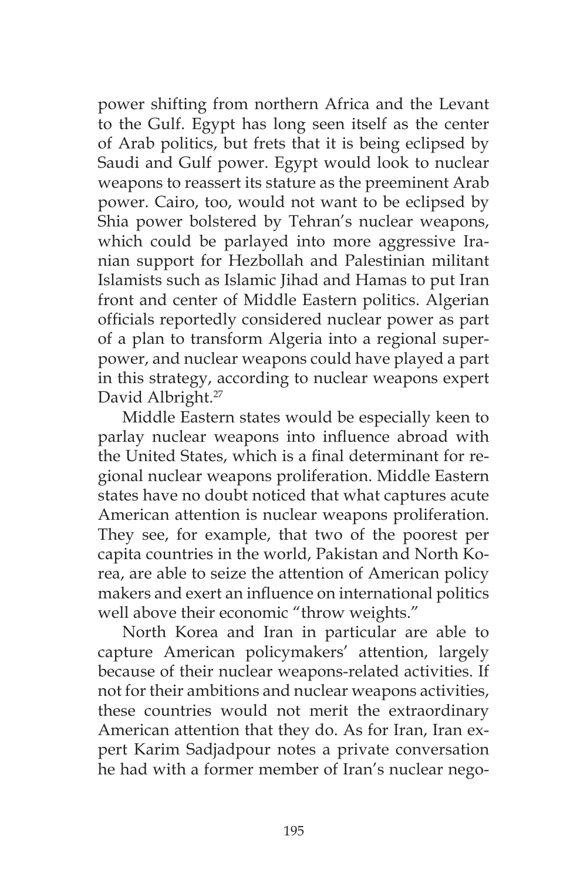power shifting from northern Africa and the Levant to the Gulf. Egypt has long seen itself as the center of Arab politics, but frets that it is being eclipsed by Saudi and Gulf power. Egypt would look to nuclear weapons to reassert its stature as the preeminent Arab power. Cairo, too, would not want to be eclipsed by Shia power bolstered by Tehran's nuclear weapons, which could be parlayed into more aggressive Iranian support for Hezbollah and Palestinian militant Islamists such as Islamic Jihad and Hamas to put Iran front and center of Middle Eastern politics. Algerian officials reportedly considered nuclear power as part of a plan to transform Algeria into a regional superpower, and nuclear weapons could have played a part in this strategy, according to nuclear weapons expert David Albright.[27]

Middle Eastern states would be especially keen to parlay nuclear weapons into influence abroad with the United States, which is a final determinant for regional nuclear weapons proliferation. Middle Eastern states have no doubt noticed that what captures acute American attention is nuclear weapons proliferation. They see, for example, that two of the poorest per capita countries in the world, Pakistan and North Korea, are able to seize the attention of American policy makers and exert an influence on international politics well above their economic "throw weights."

North Korea and Iran in particular are able to capture American policymakers' attention, largely because of their nuclear weapons-related activities. If not for their ambitions and nuclear weapons activities, these countries would not merit the extraordinary American attention that they do. As for Iran, Iran expert Karim Sadjadpour notes a private conversation he had with a former member of Iran's nuclear nego-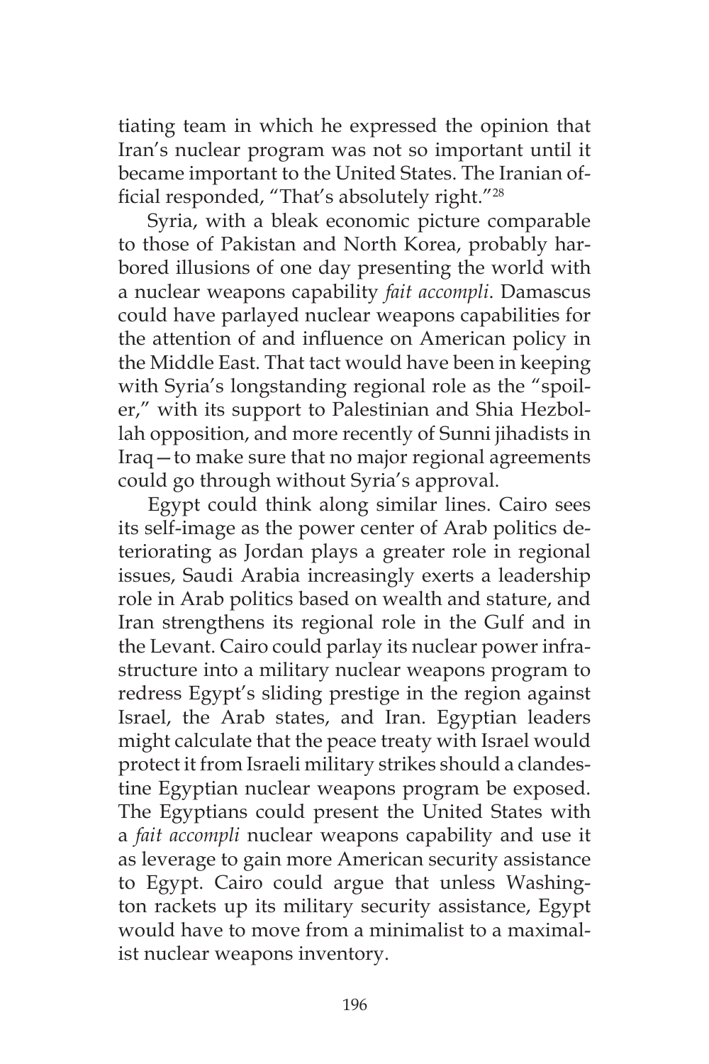tiating team in which he expressed the opinion that Iran's nuclear program was not so important until it became important to the United States. The Iranian official responded, "That's absolutely right."[28]

Syria, with a bleak economic picture comparable to those of Pakistan and North Korea, probably harbored illusions of one day presenting the world with a nuclear weapons capability *fait accompli*. Damascus could have parlayed nuclear weapons capabilities for the attention of and influence on American policy in the Middle East. That tact would have been in keeping with Syria's longstanding regional role as the "spoiler," with its support to Palestinian and Shia Hezbollah opposition, and more recently of Sunni jihadists in Iraq—to make sure that no major regional agreements could go through without Syria's approval.

Egypt could think along similar lines. Cairo sees its self-image as the power center of Arab politics deteriorating as Jordan plays a greater role in regional issues, Saudi Arabia increasingly exerts a leadership role in Arab politics based on wealth and stature, and Iran strengthens its regional role in the Gulf and in the Levant. Cairo could parlay its nuclear power infrastructure into a military nuclear weapons program to redress Egypt's sliding prestige in the region against Israel, the Arab states, and Iran. Egyptian leaders might calculate that the peace treaty with Israel would protect it from Israeli military strikes should a clandestine Egyptian nuclear weapons program be exposed. The Egyptians could present the United States with a *fait accompli* nuclear weapons capability and use it as leverage to gain more American security assistance to Egypt. Cairo could argue that unless Washington rackets up its military security assistance, Egypt would have to move from a minimalist to a maximalist nuclear weapons inventory.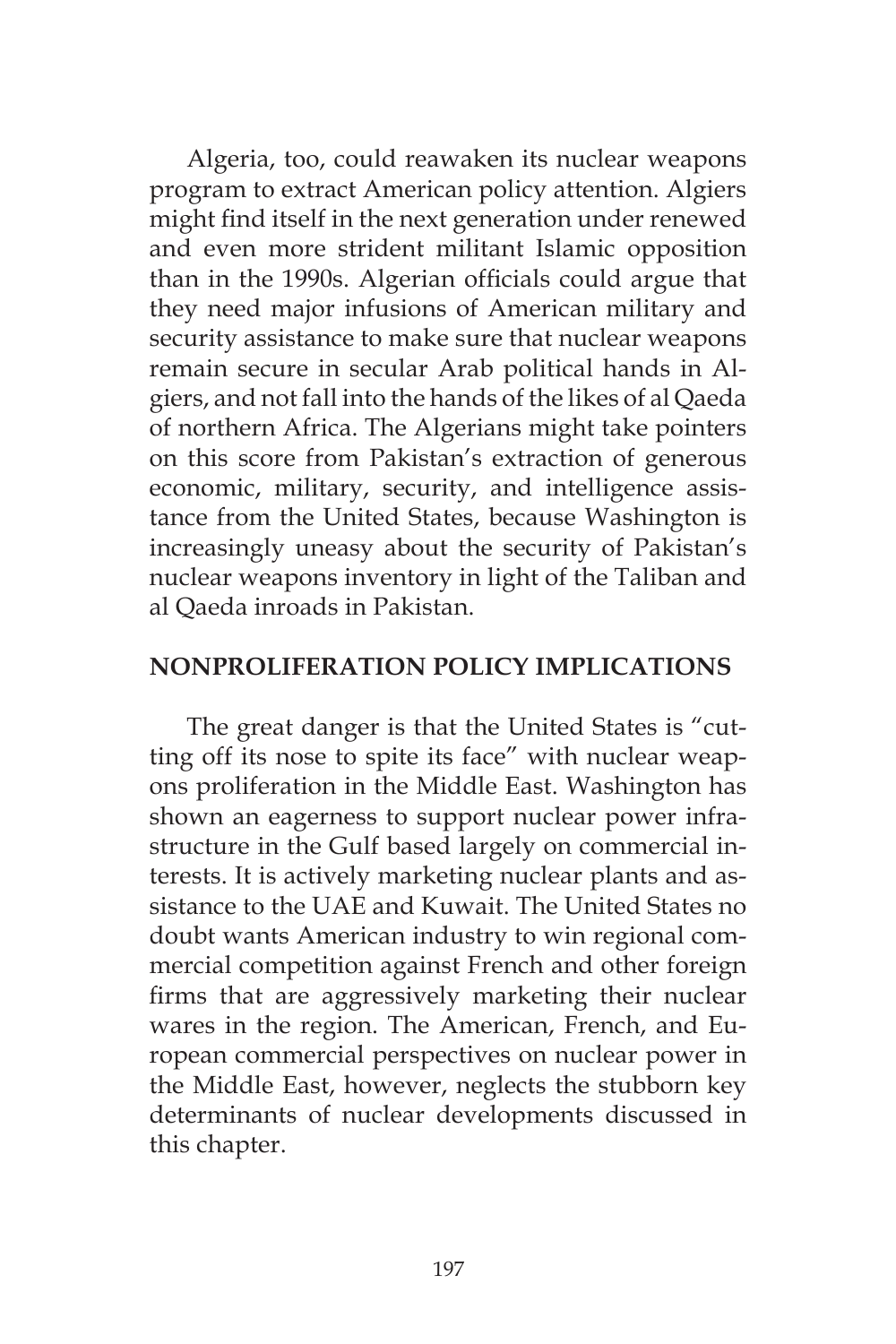Algeria, too, could reawaken its nuclear weapons program to extract American policy attention. Algiers might find itself in the next generation under renewed and even more strident militant Islamic opposition than in the 1990s. Algerian officials could argue that they need major infusions of American military and security assistance to make sure that nuclear weapons remain secure in secular Arab political hands in Algiers, and not fall into the hands of the likes of al Qaeda of northern Africa. The Algerians might take pointers on this score from Pakistan's extraction of generous economic, military, security, and intelligence assistance from the United States, because Washington is increasingly uneasy about the security of Pakistan's nuclear weapons inventory in light of the Taliban and al Qaeda inroads in Pakistan.

## NONPROLIFERATION POLICY IMPLICATIONS

The great danger is that the United States is "cutting off its nose to spite its face" with nuclear weapons proliferation in the Middle East. Washington has shown an eagerness to support nuclear power infrastructure in the Gulf based largely on commercial interests. It is actively marketing nuclear plants and assistance to the UAE and Kuwait. The United States no doubt wants American industry to win regional commercial competition against French and other foreign firms that are aggressively marketing their nuclear wares in the region. The American, French, and European commercial perspectives on nuclear power in the Middle East, however, neglects the stubborn key determinants of nuclear developments discussed in this chapter.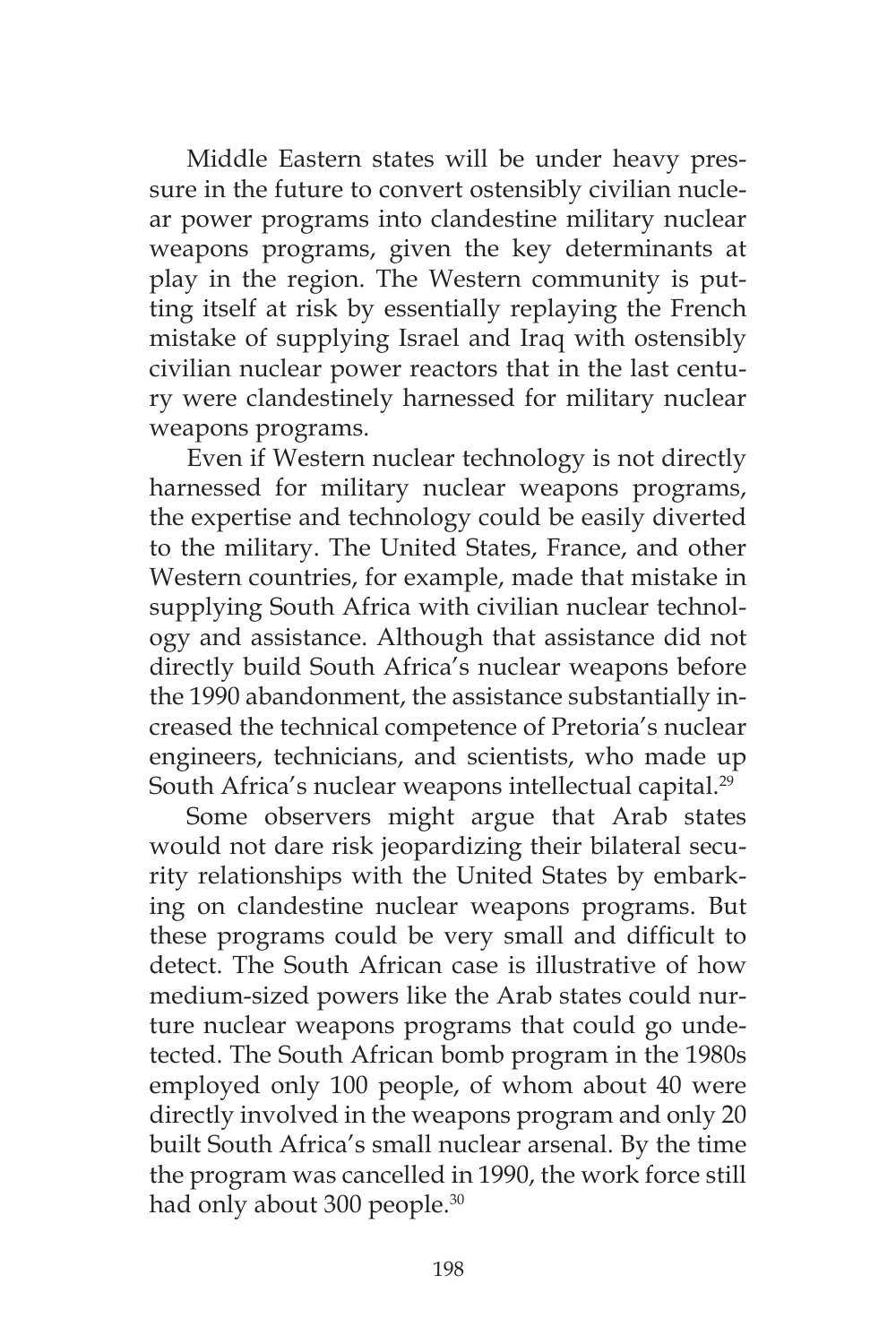Middle Eastern states will be under heavy pressure in the future to convert ostensibly civilian nuclear power programs into clandestine military nuclear weapons programs, given the key determinants at play in the region. The Western community is putting itself at risk by essentially replaying the French mistake of supplying Israel and Iraq with ostensibly civilian nuclear power reactors that in the last century were clandestinely harnessed for military nuclear weapons programs.

Even if Western nuclear technology is not directly harnessed for military nuclear weapons programs, the expertise and technology could be easily diverted to the military. The United States, France, and other Western countries, for example, made that mistake in supplying South Africa with civilian nuclear technology and assistance. Although that assistance did not directly build South Africa's nuclear weapons before the 1990 abandonment, the assistance substantially increased the technical competence of Pretoria's nuclear engineers, technicians, and scientists, who made up South Africa's nuclear weapons intellectual capital.[29]

Some observers might argue that Arab states would not dare risk jeopardizing their bilateral security relationships with the United States by embarking on clandestine nuclear weapons programs. But these programs could be very small and difficult to detect. The South African case is illustrative of how medium-sized powers like the Arab states could nurture nuclear weapons programs that could go undetected. The South African bomb program in the 1980s employed only 100 people, of whom about 40 were directly involved in the weapons program and only 20 built South Africa's small nuclear arsenal. By the time the program was cancelled in 1990, the work force still had only about 300 people.[30]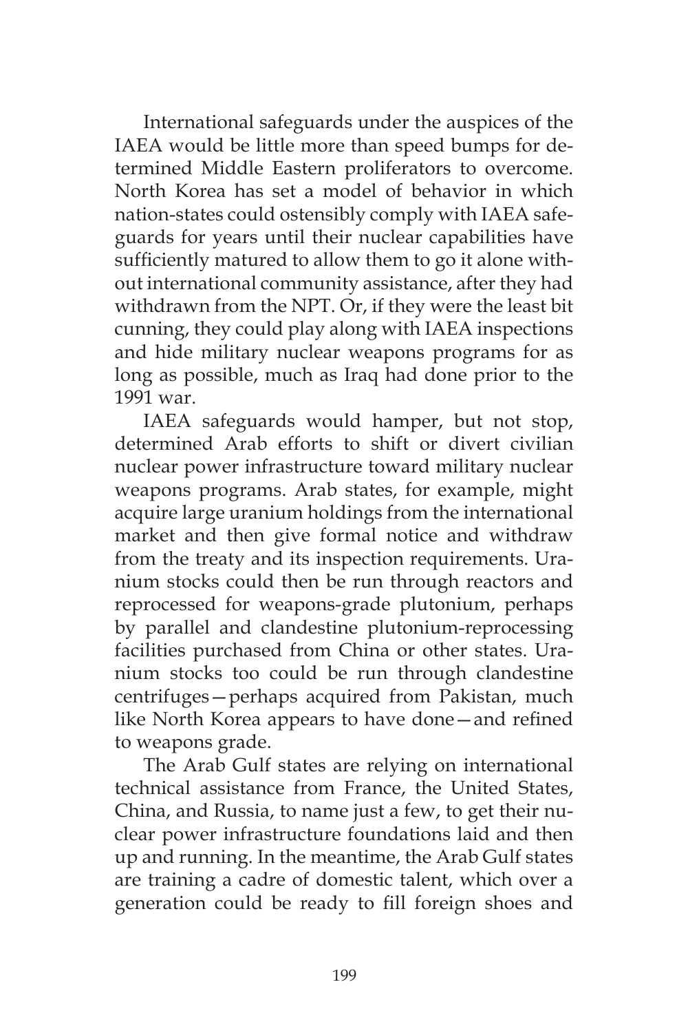International safeguards under the auspices of the IAEA would be little more than speed bumps for determined Middle Eastern proliferators to overcome. North Korea has set a model of behavior in which nation-states could ostensibly comply with IAEA safeguards for years until their nuclear capabilities have sufficiently matured to allow them to go it alone without international community assistance, after they had withdrawn from the NPT. Or, if they were the least bit cunning, they could play along with IAEA inspections and hide military nuclear weapons programs for as long as possible, much as Iraq had done prior to the 1991 war.

IAEA safeguards would hamper, but not stop, determined Arab efforts to shift or divert civilian nuclear power infrastructure toward military nuclear weapons programs. Arab states, for example, might acquire large uranium holdings from the international market and then give formal notice and withdraw from the treaty and its inspection requirements. Uranium stocks could then be run through reactors and reprocessed for weapons-grade plutonium, perhaps by parallel and clandestine plutonium-reprocessing facilities purchased from China or other states. Uranium stocks too could be run through clandestine centrifuges—perhaps acquired from Pakistan, much like North Korea appears to have done—and refined to weapons grade.

The Arab Gulf states are relying on international technical assistance from France, the United States, China, and Russia, to name just a few, to get their nuclear power infrastructure foundations laid and then up and running. In the meantime, the Arab Gulf states are training a cadre of domestic talent, which over a generation could be ready to fill foreign shoes and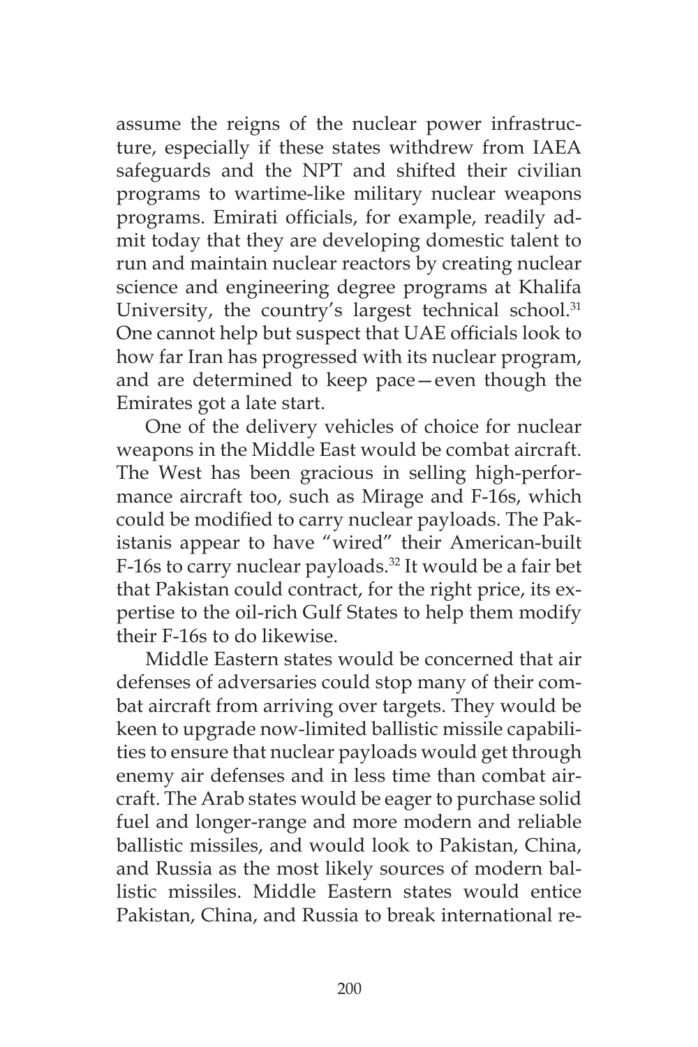assume the reigns of the nuclear power infrastructure, especially if these states withdrew from IAEA safeguards and the NPT and shifted their civilian programs to wartime-like military nuclear weapons programs. Emirati officials, for example, readily admit today that they are developing domestic talent to run and maintain nuclear reactors by creating nuclear science and engineering degree programs at Khalifa University, the country's largest technical school.[31] One cannot help but suspect that UAE officials look to how far Iran has progressed with its nuclear program, and are determined to keep pace—even though the Emirates got a late start.

One of the delivery vehicles of choice for nuclear weapons in the Middle East would be combat aircraft. The West has been gracious in selling high-performance aircraft too, such as Mirage and F-16s, which could be modified to carry nuclear payloads. The Pakistanis appear to have "wired" their American-built F-16s to carry nuclear payloads.[32] It would be a fair bet that Pakistan could contract, for the right price, its expertise to the oil-rich Gulf States to help them modify their F-16s to do likewise.

Middle Eastern states would be concerned that air defenses of adversaries could stop many of their combat aircraft from arriving over targets. They would be keen to upgrade now-limited ballistic missile capabilities to ensure that nuclear payloads would get through enemy air defenses and in less time than combat aircraft. The Arab states would be eager to purchase solid fuel and longer-range and more modern and reliable ballistic missiles, and would look to Pakistan, China, and Russia as the most likely sources of modern ballistic missiles. Middle Eastern states would entice Pakistan, China, and Russia to break international re-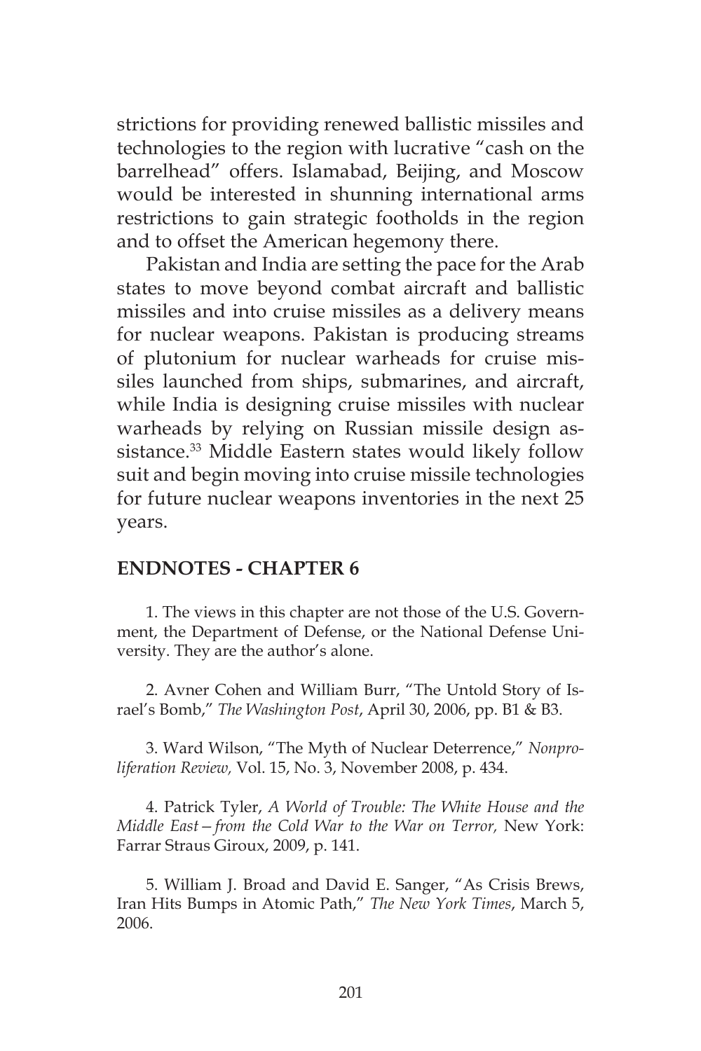strictions for providing renewed ballistic missiles and technologies to the region with lucrative "cash on the barrelhead" offers. Islamabad, Beijing, and Moscow would be interested in shunning international arms restrictions to gain strategic footholds in the region and to offset the American hegemony there.

Pakistan and India are setting the pace for the Arab states to move beyond combat aircraft and ballistic missiles and into cruise missiles as a delivery means for nuclear weapons. Pakistan is producing streams of plutonium for nuclear warheads for cruise missiles launched from ships, submarines, and aircraft, while India is designing cruise missiles with nuclear warheads by relying on Russian missile design assistance.[33] Middle Eastern states would likely follow suit and begin moving into cruise missile technologies for future nuclear weapons inventories in the next 25 years.

## ENDNOTES - CHAPTER 6

1. The views in this chapter are not those of the U.S. Government, the Department of Defense, or the National Defense University. They are the author's alone.

2. Avner Cohen and William Burr, "The Untold Story of Israel's Bomb," *The Washington Post*, April 30, 2006, pp. B1 & B3.

3. Ward Wilson, "The Myth of Nuclear Deterrence," *Nonproliferation Review,* Vol. 15, No. 3, November 2008, p. 434.

4. Patrick Tyler, *A World of Trouble: The White House and the Middle East—from the Cold War to the War on Terror,* New York: Farrar Straus Giroux, 2009, p. 141.

5. William J. Broad and David E. Sanger, "As Crisis Brews, Iran Hits Bumps in Atomic Path," *The New York Times*, March 5, 2006.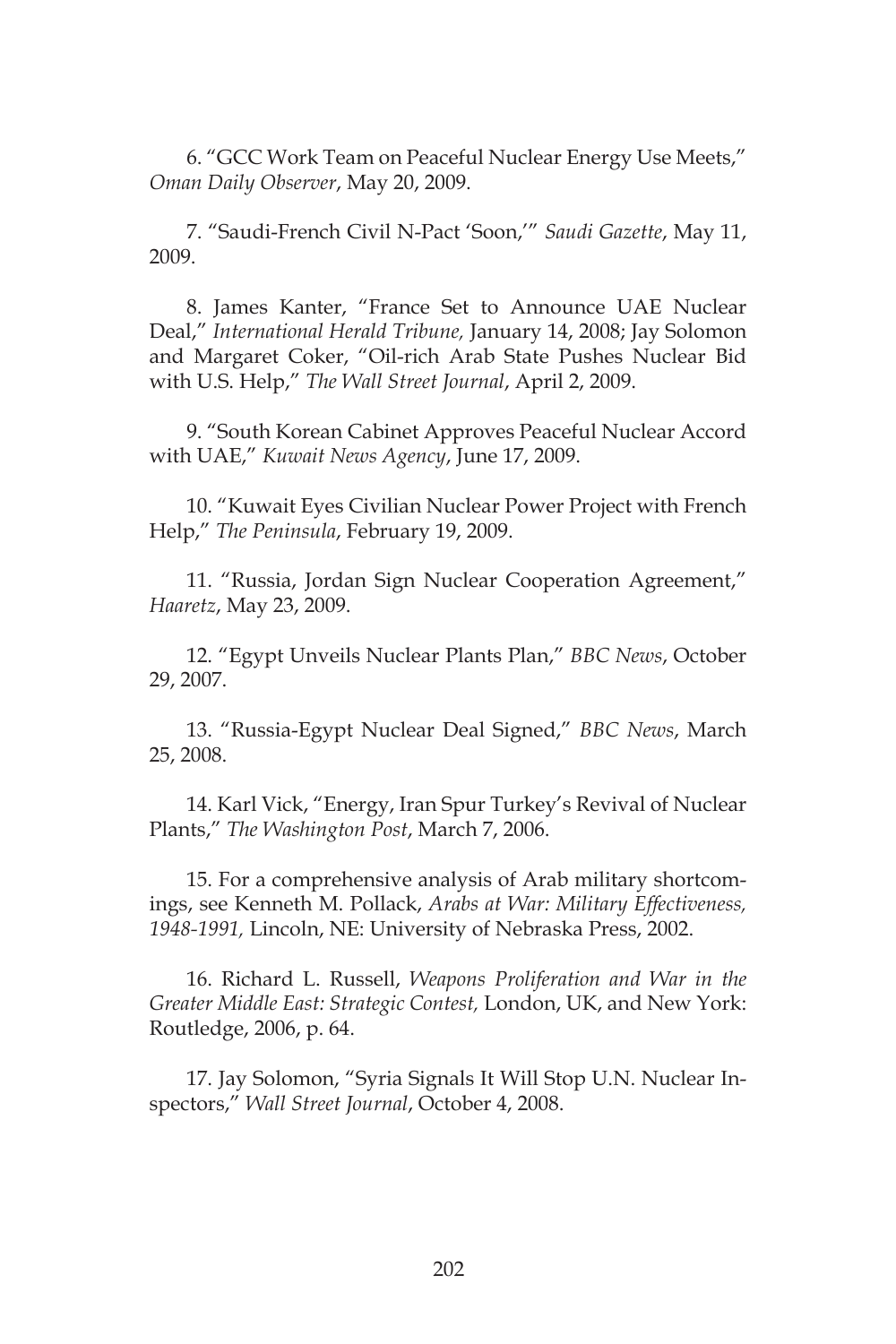6. "GCC Work Team on Peaceful Nuclear Energy Use Meets," *Oman Daily Observer*, May 20, 2009.

7. "Saudi-French Civil N-Pact 'Soon,'" *Saudi Gazette*, May 11, 2009.

8. James Kanter, "France Set to Announce UAE Nuclear Deal," *International Herald Tribune,* January 14, 2008; Jay Solomon and Margaret Coker, "Oil-rich Arab State Pushes Nuclear Bid with U.S. Help," *The Wall Street Journal*, April 2, 2009.

9. "South Korean Cabinet Approves Peaceful Nuclear Accord with UAE," *Kuwait News Agency*, June 17, 2009.

10. "Kuwait Eyes Civilian Nuclear Power Project with French Help," *The Peninsula*, February 19, 2009.

11. "Russia, Jordan Sign Nuclear Cooperation Agreement," *Haaretz*, May 23, 2009.

12. "Egypt Unveils Nuclear Plants Plan," *BBC News*, October 29, 2007.

13. "Russia-Egypt Nuclear Deal Signed," *BBC News*, March 25, 2008.

14. Karl Vick, "Energy, Iran Spur Turkey's Revival of Nuclear Plants," *The Washington Post*, March 7, 2006.

15. For a comprehensive analysis of Arab military shortcomings, see Kenneth M. Pollack, *Arabs at War: Military Effectiveness, 1948-1991,* Lincoln, NE: University of Nebraska Press, 2002.

16. Richard L. Russell, *Weapons Proliferation and War in the Greater Middle East: Strategic Contest,* London, UK, and New York: Routledge, 2006, p. 64.

17. Jay Solomon, "Syria Signals It Will Stop U.N. Nuclear Inspectors," *Wall Street Journal*, October 4, 2008.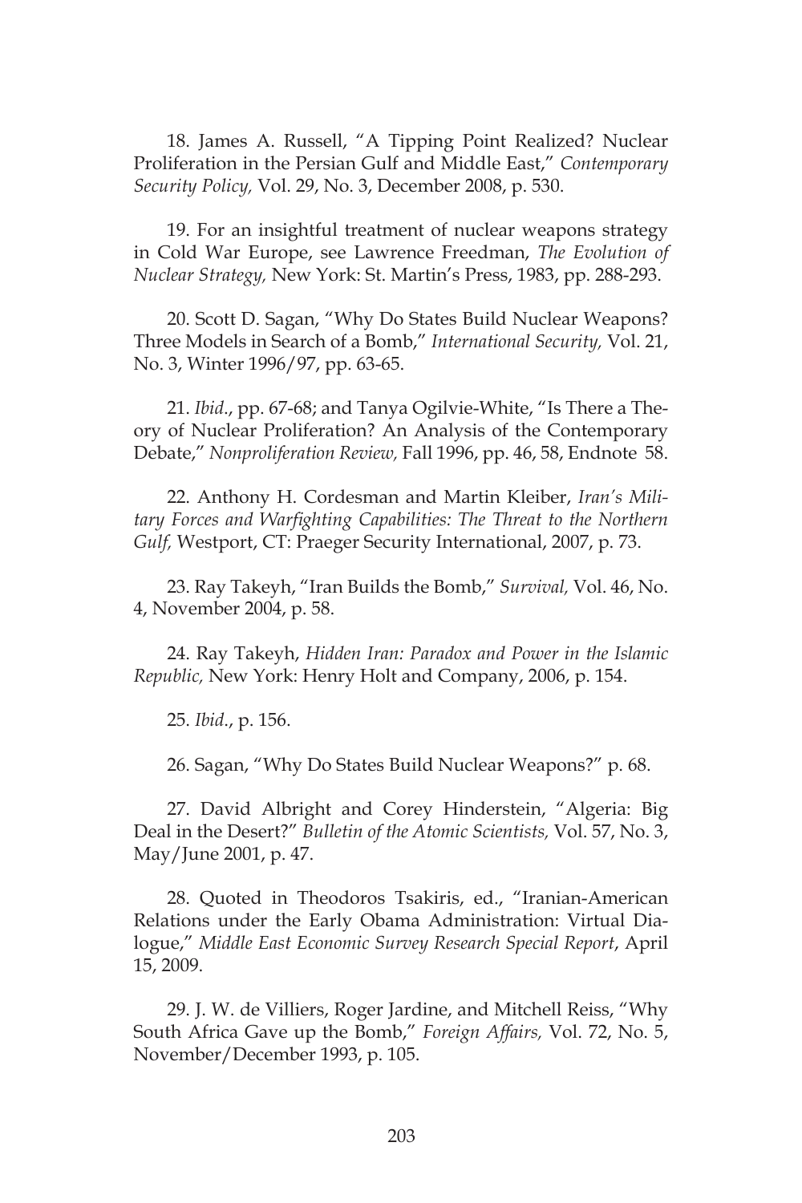18. James A. Russell, "A Tipping Point Realized? Nuclear Proliferation in the Persian Gulf and Middle East," *Contemporary Security Policy,* Vol. 29, No. 3, December 2008, p. 530.

19. For an insightful treatment of nuclear weapons strategy in Cold War Europe, see Lawrence Freedman, *The Evolution of Nuclear Strategy,* New York: St. Martin's Press, 1983, pp. 288-293.

20. Scott D. Sagan, "Why Do States Build Nuclear Weapons? Three Models in Search of a Bomb," *International Security,* Vol. 21, No. 3, Winter 1996/97, pp. 63-65.

21. *Ibid*., pp. 67-68; and Tanya Ogilvie-White, "Is There a Theory of Nuclear Proliferation? An Analysis of the Contemporary Debate," *Nonproliferation Review,* Fall 1996, pp. 46, 58, Endnote 58.

22. Anthony H. Cordesman and Martin Kleiber, *Iran's Military Forces and Warfighting Capabilities: The Threat to the Northern Gulf,* Westport, CT: Praeger Security International, 2007, p. 73.

23. Ray Takeyh, "Iran Builds the Bomb," *Survival,* Vol. 46, No. 4, November 2004, p. 58.

24. Ray Takeyh, *Hidden Iran: Paradox and Power in the Islamic Republic,* New York: Henry Holt and Company, 2006, p. 154.

25. *Ibid*., p. 156.

26. Sagan, "Why Do States Build Nuclear Weapons?" p. 68.

27. David Albright and Corey Hinderstein, "Algeria: Big Deal in the Desert?" *Bulletin of the Atomic Scientists,* Vol. 57, No. 3, May/June 2001, p. 47.

28. Quoted in Theodoros Tsakiris, ed., "Iranian-American Relations under the Early Obama Administration: Virtual Dialogue," *Middle East Economic Survey Research Special Report*, April 15, 2009.

29. J. W. de Villiers, Roger Jardine, and Mitchell Reiss, "Why South Africa Gave up the Bomb," *Foreign Affairs,* Vol. 72, No. 5, November/December 1993, p. 105.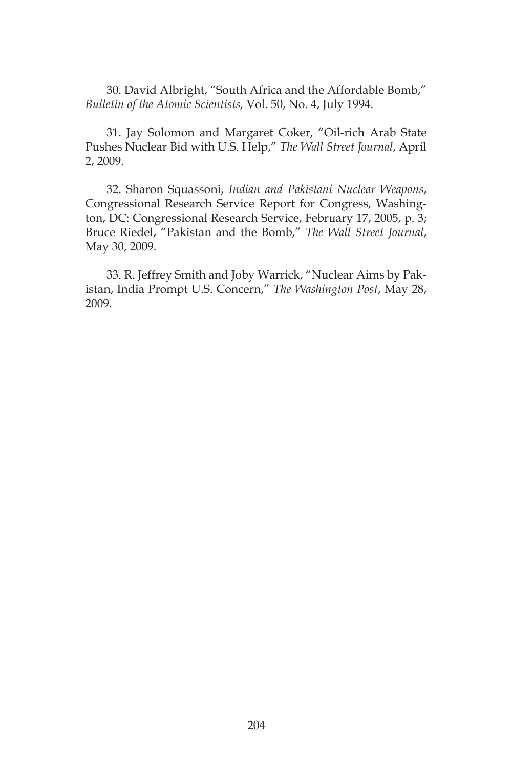30. David Albright, "South Africa and the Affordable Bomb," *Bulletin of the Atomic Scientists,* Vol. 50, No. 4, July 1994.

31. Jay Solomon and Margaret Coker, "Oil-rich Arab State Pushes Nuclear Bid with U.S. Help," *The Wall Street Journal*, April 2, 2009.

32. Sharon Squassoni, *Indian and Pakistani Nuclear Weapons*, Congressional Research Service Report for Congress, Washington, DC: Congressional Research Service, February 17, 2005, p. 3; Bruce Riedel, "Pakistan and the Bomb," *The Wall Street Journal*, May 30, 2009.

33. R. Jeffrey Smith and Joby Warrick, "Nuclear Aims by Pakistan, India Prompt U.S. Concern," *The Washington Post*, May 28, 2009.